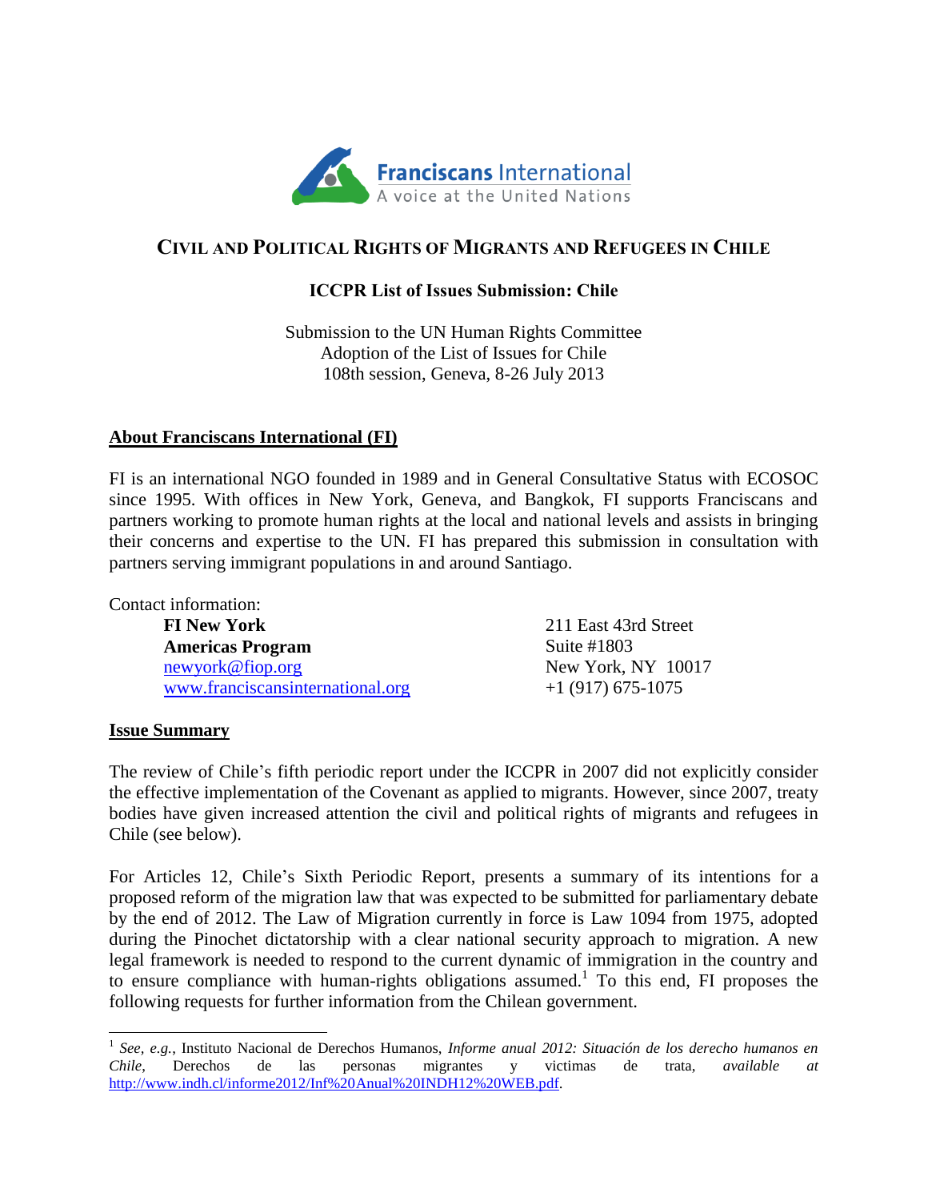Franciscans International
A voice at the United Nations

# CIVIL AND POLITICAL RIGHTS OF MIGRANTS AND REFUGEES IN CHILE

**ICCPR List of Issues Submission: Chile**

Submission to the UN Human Rights Committee
Adoption of the List of Issues for Chile
108th session, Geneva, 8-26 July 2013

## About Franciscans International (FI)

FI is an international NGO founded in 1989 and in General Consultative Status with ECOSOC since 1995. With offices in New York, Geneva, and Bangkok, FI supports Franciscans and partners working to promote human rights at the local and national levels and assists in bringing their concerns and expertise to the UN. FI has prepared this submission in consultation with partners serving immigrant populations in and around Santiago.

Contact information:

**FI New York**
**Americas Program**
newyork@fiop.org
www.franciscansinternational.org

211 East 43rd Street
Suite #1803
New York, NY 10017
+1 (917) 675-1075

## Issue Summary

The review of Chile's fifth periodic report under the ICCPR in 2007 did not explicitly consider the effective implementation of the Covenant as applied to migrants. However, since 2007, treaty bodies have given increased attention the civil and political rights of migrants and refugees in Chile (see below).

For Articles 12, Chile's Sixth Periodic Report, presents a summary of its intentions for a proposed reform of the migration law that was expected to be submitted for parliamentary debate by the end of 2012. The Law of Migration currently in force is Law 1094 from 1975, adopted during the Pinochet dictatorship with a clear national security approach to migration. A new legal framework is needed to respond to the current dynamic of immigration in the country and to ensure compliance with human-rights obligations assumed.[1] To this end, FI proposes the following requests for further information from the Chilean government.

[1] *See, e.g.*, Instituto Nacional de Derechos Humanos, *Informe anual 2012: Situación de los derecho humanos en Chile*, Derechos de las personas migrantes y victimas de trata, *available at* http://www.indh.cl/informe2012/Inf%20Anual%20INDH12%20WEB.pdf.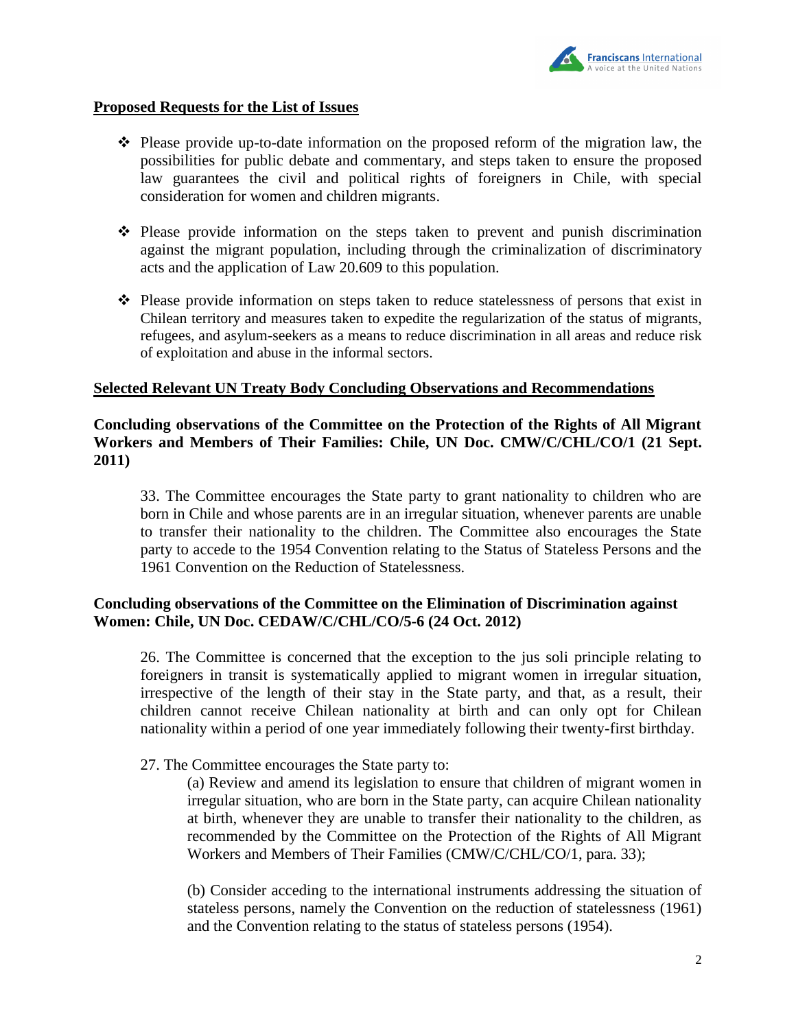## Proposed Requests for the List of Issues

- Please provide up-to-date information on the proposed reform of the migration law, the possibilities for public debate and commentary, and steps taken to ensure the proposed law guarantees the civil and political rights of foreigners in Chile, with special consideration for women and children migrants.
- Please provide information on the steps taken to prevent and punish discrimination against the migrant population, including through the criminalization of discriminatory acts and the application of Law 20.609 to this population.
- Please provide information on steps taken to reduce statelessness of persons that exist in Chilean territory and measures taken to expedite the regularization of the status of migrants, refugees, and asylum-seekers as a means to reduce discrimination in all areas and reduce risk of exploitation and abuse in the informal sectors.

## Selected Relevant UN Treaty Body Concluding Observations and Recommendations

### Concluding observations of the Committee on the Protection of the Rights of All Migrant Workers and Members of Their Families: Chile, UN Doc. CMW/C/CHL/CO/1 (21 Sept. 2011)

33. The Committee encourages the State party to grant nationality to children who are born in Chile and whose parents are in an irregular situation, whenever parents are unable to transfer their nationality to the children. The Committee also encourages the State party to accede to the 1954 Convention relating to the Status of Stateless Persons and the 1961 Convention on the Reduction of Statelessness.

### Concluding observations of the Committee on the Elimination of Discrimination against Women: Chile, UN Doc. CEDAW/C/CHL/CO/5-6 (24 Oct. 2012)

26. The Committee is concerned that the exception to the jus soli principle relating to foreigners in transit is systematically applied to migrant women in irregular situation, irrespective of the length of their stay in the State party, and that, as a result, their children cannot receive Chilean nationality at birth and can only opt for Chilean nationality within a period of one year immediately following their twenty-first birthday.

27. The Committee encourages the State party to:

(a) Review and amend its legislation to ensure that children of migrant women in irregular situation, who are born in the State party, can acquire Chilean nationality at birth, whenever they are unable to transfer their nationality to the children, as recommended by the Committee on the Protection of the Rights of All Migrant Workers and Members of Their Families (CMW/C/CHL/CO/1, para. 33);

(b) Consider acceding to the international instruments addressing the situation of stateless persons, namely the Convention on the reduction of statelessness (1961) and the Convention relating to the status of stateless persons (1954).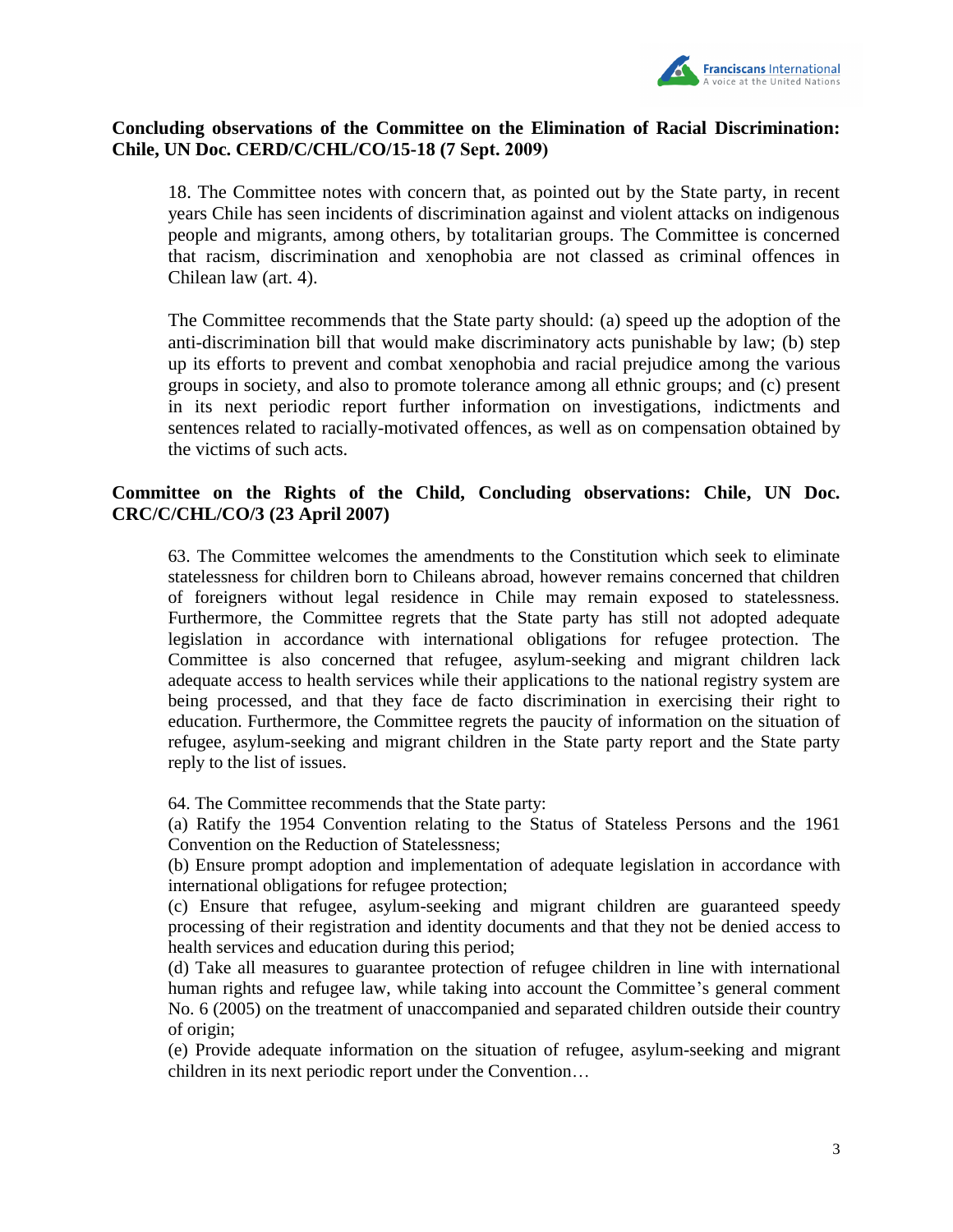**Concluding observations of the Committee on the Elimination of Racial Discrimination: Chile, UN Doc. CERD/C/CHL/CO/15-18 (7 Sept. 2009)**

> 18. The Committee notes with concern that, as pointed out by the State party, in recent years Chile has seen incidents of discrimination against and violent attacks on indigenous people and migrants, among others, by totalitarian groups. The Committee is concerned that racism, discrimination and xenophobia are not classed as criminal offences in Chilean law (art. 4).
>
> The Committee recommends that the State party should: (a) speed up the adoption of the anti-discrimination bill that would make discriminatory acts punishable by law; (b) step up its efforts to prevent and combat xenophobia and racial prejudice among the various groups in society, and also to promote tolerance among all ethnic groups; and (c) present in its next periodic report further information on investigations, indictments and sentences related to racially-motivated offences, as well as on compensation obtained by the victims of such acts.

**Committee on the Rights of the Child, Concluding observations: Chile, UN Doc. CRC/C/CHL/CO/3 (23 April 2007)**

> 63. The Committee welcomes the amendments to the Constitution which seek to eliminate statelessness for children born to Chileans abroad, however remains concerned that children of foreigners without legal residence in Chile may remain exposed to statelessness. Furthermore, the Committee regrets that the State party has still not adopted adequate legislation in accordance with international obligations for refugee protection. The Committee is also concerned that refugee, asylum-seeking and migrant children lack adequate access to health services while their applications to the national registry system are being processed, and that they face de facto discrimination in exercising their right to education. Furthermore, the Committee regrets the paucity of information on the situation of refugee, asylum-seeking and migrant children in the State party report and the State party reply to the list of issues.
>
> 64. The Committee recommends that the State party:
> (a) Ratify the 1954 Convention relating to the Status of Stateless Persons and the 1961 Convention on the Reduction of Statelessness;
> (b) Ensure prompt adoption and implementation of adequate legislation in accordance with international obligations for refugee protection;
> (c) Ensure that refugee, asylum-seeking and migrant children are guaranteed speedy processing of their registration and identity documents and that they not be denied access to health services and education during this period;
> (d) Take all measures to guarantee protection of refugee children in line with international human rights and refugee law, while taking into account the Committee's general comment No. 6 (2005) on the treatment of unaccompanied and separated children outside their country of origin;
> (e) Provide adequate information on the situation of refugee, asylum-seeking and migrant children in its next periodic report under the Convention…